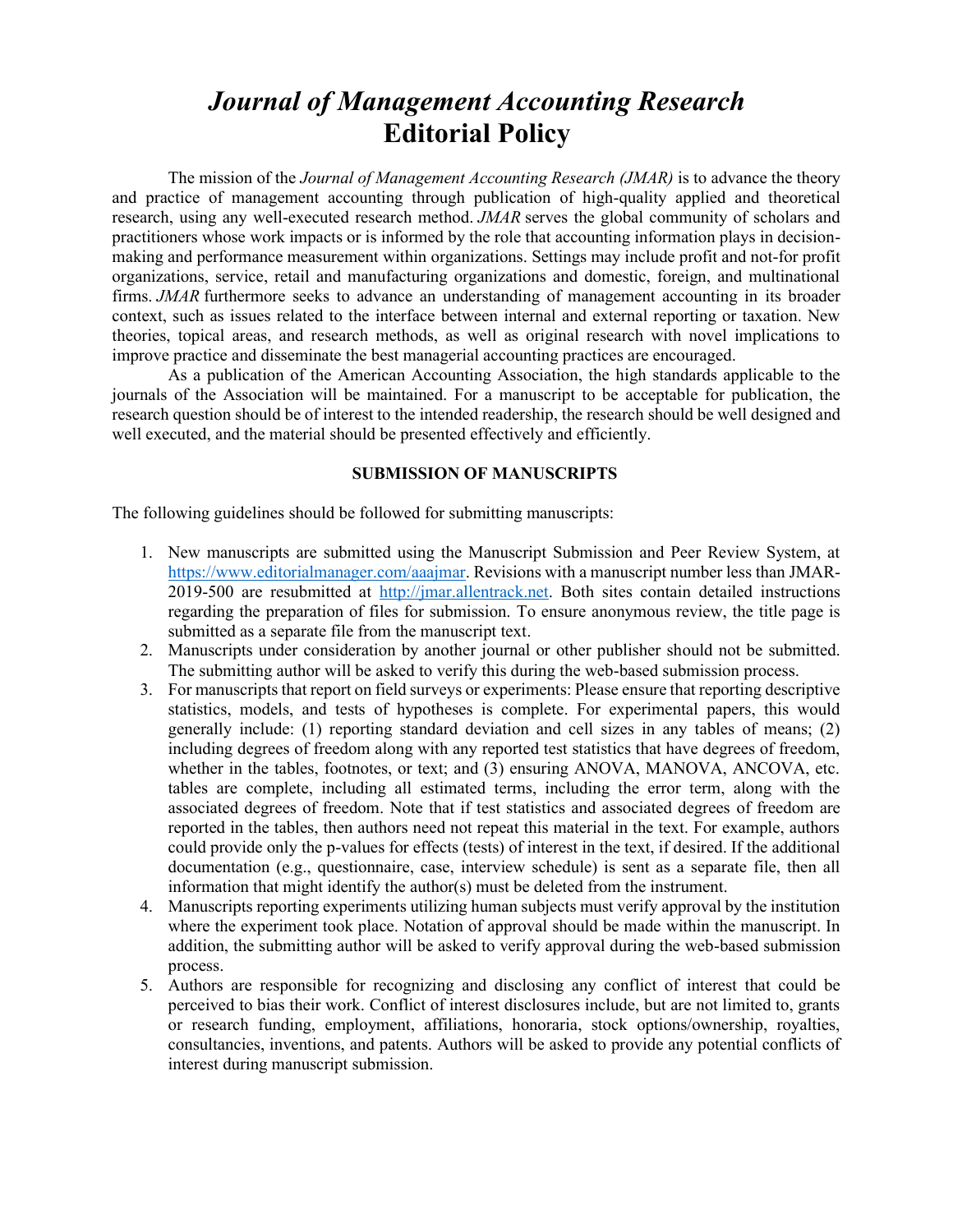# *Journal of Management Accounting Research* Editorial Policy

The mission of the *Journal of Management Accounting Research (JMAR)* is to advance the theory and practice of management accounting through publication of high-quality applied and theoretical research, using any well-executed research method. *JMAR* serves the global community of scholars and practitioners whose work impacts or is informed by the role that accounting information plays in decision-making and performance measurement within organizations. Settings may include profit and not-for profit organizations, service, retail and manufacturing organizations and domestic, foreign, and multinational firms. *JMAR* furthermore seeks to advance an understanding of management accounting in its broader context, such as issues related to the interface between internal and external reporting or taxation. New theories, topical areas, and research methods, as well as original research with novel implications to improve practice and disseminate the best managerial accounting practices are encouraged.

As a publication of the American Accounting Association, the high standards applicable to the journals of the Association will be maintained. For a manuscript to be acceptable for publication, the research question should be of interest to the intended readership, the research should be well designed and well executed, and the material should be presented effectively and efficiently.

## SUBMISSION OF MANUSCRIPTS

The following guidelines should be followed for submitting manuscripts:

1. New manuscripts are submitted using the Manuscript Submission and Peer Review System, at [https://www.editorialmanager.com/aaajmar](https://www.editorialmanager.com/aaajmar). Revisions with a manuscript number less than JMAR-2019-500 are resubmitted at [http://jmar.allentrack.net](http://jmar.allentrack.net). Both sites contain detailed instructions regarding the preparation of files for submission. To ensure anonymous review, the title page is submitted as a separate file from the manuscript text.
2. Manuscripts under consideration by another journal or other publisher should not be submitted. The submitting author will be asked to verify this during the web-based submission process.
3. For manuscripts that report on field surveys or experiments: Please ensure that reporting descriptive statistics, models, and tests of hypotheses is complete. For experimental papers, this would generally include: (1) reporting standard deviation and cell sizes in any tables of means; (2) including degrees of freedom along with any reported test statistics that have degrees of freedom, whether in the tables, footnotes, or text; and (3) ensuring ANOVA, MANOVA, ANCOVA, etc. tables are complete, including all estimated terms, including the error term, along with the associated degrees of freedom. Note that if test statistics and associated degrees of freedom are reported in the tables, then authors need not repeat this material in the text. For example, authors could provide only the p-values for effects (tests) of interest in the text, if desired. If the additional documentation (e.g., questionnaire, case, interview schedule) is sent as a separate file, then all information that might identify the author(s) must be deleted from the instrument.
4. Manuscripts reporting experiments utilizing human subjects must verify approval by the institution where the experiment took place. Notation of approval should be made within the manuscript. In addition, the submitting author will be asked to verify approval during the web-based submission process.
5. Authors are responsible for recognizing and disclosing any conflict of interest that could be perceived to bias their work. Conflict of interest disclosures include, but are not limited to, grants or research funding, employment, affiliations, honoraria, stock options/ownership, royalties, consultancies, inventions, and patents. Authors will be asked to provide any potential conflicts of interest during manuscript submission.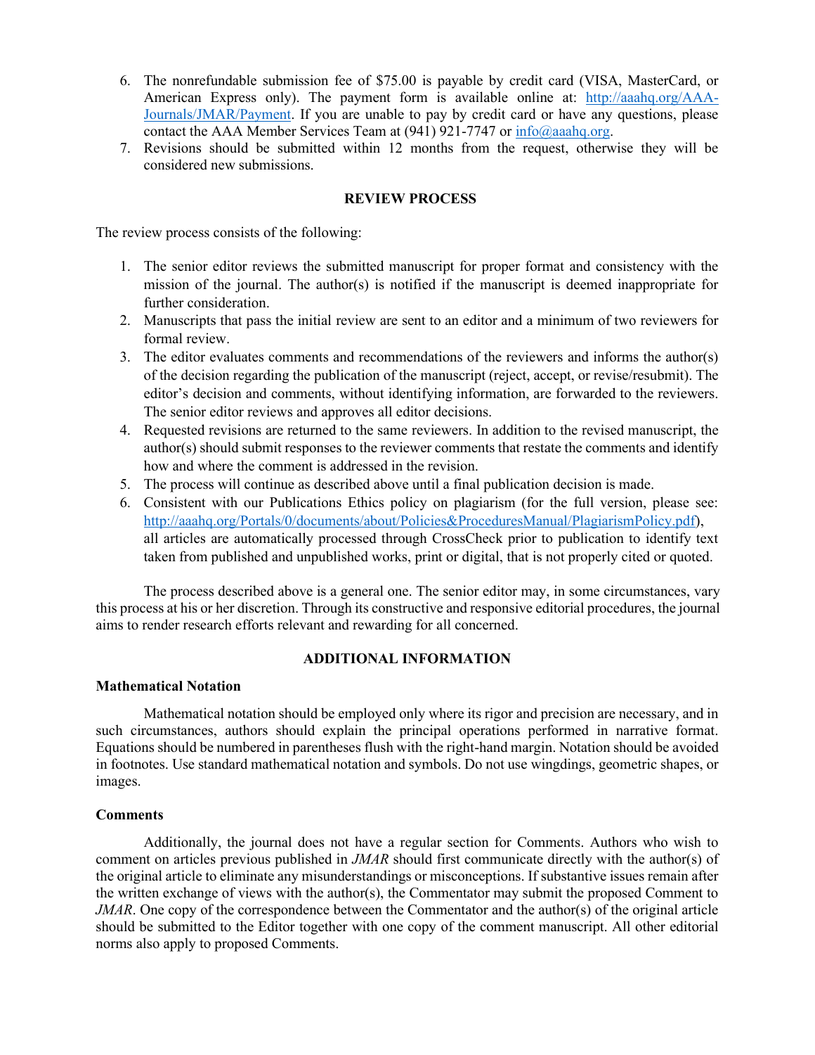6. The nonrefundable submission fee of $75.00 is payable by credit card (VISA, MasterCard, or American Express only). The payment form is available online at: http://aaahq.org/AAA-Journals/JMAR/Payment. If you are unable to pay by credit card or have any questions, please contact the AAA Member Services Team at (941) 921-7747 or info@aaahq.org.
7. Revisions should be submitted within 12 months from the request, otherwise they will be considered new submissions.

## REVIEW PROCESS

The review process consists of the following:

1. The senior editor reviews the submitted manuscript for proper format and consistency with the mission of the journal. The author(s) is notified if the manuscript is deemed inappropriate for further consideration.
2. Manuscripts that pass the initial review are sent to an editor and a minimum of two reviewers for formal review.
3. The editor evaluates comments and recommendations of the reviewers and informs the author(s) of the decision regarding the publication of the manuscript (reject, accept, or revise/resubmit). The editor's decision and comments, without identifying information, are forwarded to the reviewers. The senior editor reviews and approves all editor decisions.
4. Requested revisions are returned to the same reviewers. In addition to the revised manuscript, the author(s) should submit responses to the reviewer comments that restate the comments and identify how and where the comment is addressed in the revision.
5. The process will continue as described above until a final publication decision is made.
6. Consistent with our Publications Ethics policy on plagiarism (for the full version, please see: http://aaahq.org/Portals/0/documents/about/Policies&ProceduresManual/PlagiarismPolicy.pdf), all articles are automatically processed through CrossCheck prior to publication to identify text taken from published and unpublished works, print or digital, that is not properly cited or quoted.

The process described above is a general one. The senior editor may, in some circumstances, vary this process at his or her discretion. Through its constructive and responsive editorial procedures, the journal aims to render research efforts relevant and rewarding for all concerned.

## ADDITIONAL INFORMATION

### Mathematical Notation

Mathematical notation should be employed only where its rigor and precision are necessary, and in such circumstances, authors should explain the principal operations performed in narrative format. Equations should be numbered in parentheses flush with the right-hand margin. Notation should be avoided in footnotes. Use standard mathematical notation and symbols. Do not use wingdings, geometric shapes, or images.

### Comments

Additionally, the journal does not have a regular section for Comments. Authors who wish to comment on articles previous published in *JMAR* should first communicate directly with the author(s) of the original article to eliminate any misunderstandings or misconceptions. If substantive issues remain after the written exchange of views with the author(s), the Commentator may submit the proposed Comment to *JMAR*. One copy of the correspondence between the Commentator and the author(s) of the original article should be submitted to the Editor together with one copy of the comment manuscript. All other editorial norms also apply to proposed Comments.